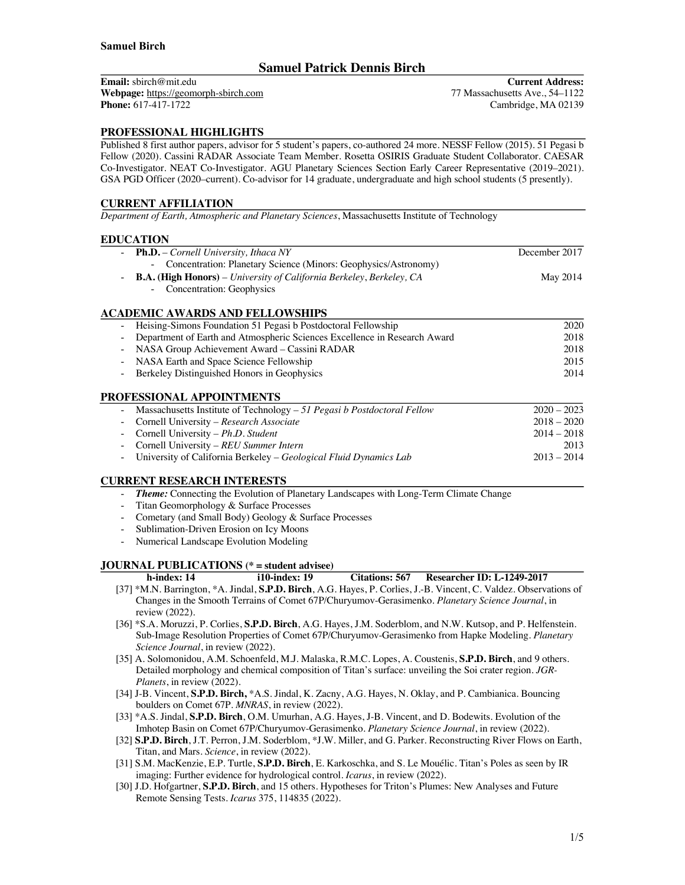# Samuel Patrick Dennis Birch

**Email:** sbirch@mit.edu
**Webpage:** https://geomorph-sbirch.com
**Phone:** 617-417-1722

**Current Address:**
77 Massachusetts Ave., 54–1122
Cambridge, MA 02139

## PROFESSIONAL HIGHLIGHTS

Published 8 first author papers, advisor for 5 student's papers, co-authored 24 more. NESSF Fellow (2015). 51 Pegasi b Fellow (2020). Cassini RADAR Associate Team Member. Rosetta OSIRIS Graduate Student Collaborator. CAESAR Co-Investigator. NEAT Co-Investigator. AGU Planetary Sciences Section Early Career Representative (2019–2021). GSA PGD Officer (2020–current). Co-advisor for 14 graduate, undergraduate and high school students (5 presently).

## CURRENT AFFILIATION

*Department of Earth, Atmospheric and Planetary Sciences*, Massachusetts Institute of Technology

## EDUCATION

- **Ph.D.** – *Cornell University, Ithaca NY* — December 2017
  - Concentration: Planetary Science (Minors: Geophysics/Astronomy)
- **B.A. (High Honors)** – *University of California Berkeley, Berkeley, CA* — May 2014
  - Concentration: Geophysics

## ACADEMIC AWARDS AND FELLOWSHIPS

- Heising-Simons Foundation 51 Pegasi b Postdoctoral Fellowship — 2020
- Department of Earth and Atmospheric Sciences Excellence in Research Award — 2018
- NASA Group Achievement Award – Cassini RADAR — 2018
- NASA Earth and Space Science Fellowship — 2015
- Berkeley Distinguished Honors in Geophysics — 2014

## PROFESSIONAL APPOINTMENTS

- Massachusetts Institute of Technology – *51 Pegasi b Postdoctoral Fellow* — 2020 – 2023
- Cornell University – *Research Associate* — 2018 – 2020
- Cornell University – *Ph.D. Student* — 2014 – 2018
- Cornell University – *REU Summer Intern* — 2013
- University of California Berkeley – *Geological Fluid Dynamics Lab* — 2013 – 2014

## CURRENT RESEARCH INTERESTS

- ***Theme:*** Connecting the Evolution of Planetary Landscapes with Long-Term Climate Change
- Titan Geomorphology & Surface Processes
- Cometary (and Small Body) Geology & Surface Processes
- Sublimation-Driven Erosion on Icy Moons
- Numerical Landscape Evolution Modeling

## JOURNAL PUBLICATIONS (* = student advisee)

**h-index: 14** **i10-index: 19** **Citations: 567** **Researcher ID: L-1249-2017**

[37] *M.N. Barrington, *A. Jindal, **S.P.D. Birch**, A.G. Hayes, P. Corlies, J.-B. Vincent, C. Valdez. Observations of Changes in the Smooth Terrains of Comet 67P/Churyumov-Gerasimenko. *Planetary Science Journal*, in review (2022).

[36] *S.A. Moruzzi, P. Corlies, **S.P.D. Birch**, A.G. Hayes, J.M. Soderblom, and N.W. Kutsop, and P. Helfenstein. Sub-Image Resolution Properties of Comet 67P/Churyumov-Gerasimenko from Hapke Modeling. *Planetary Science Journal*, in review (2022).

[35] A. Solomonidou, A.M. Schoenfeld, M.J. Malaska, R.M.C. Lopes, A. Coustenis, **S.P.D. Birch**, and 9 others. Detailed morphology and chemical composition of Titan's surface: unveiling the Soi crater region. *JGR-Planets*, in review (2022).

[34] J-B. Vincent, **S.P.D. Birch,** *A.S. Jindal, K. Zacny, A.G. Hayes, N. Oklay, and P. Cambianica. Bouncing boulders on Comet 67P. *MNRAS*, in review (2022).

[33] *A.S. Jindal, **S.P.D. Birch**, O.M. Umurhan, A.G. Hayes, J-B. Vincent, and D. Bodewits. Evolution of the Imhotep Basin on Comet 67P/Churyumov-Gerasimenko. *Planetary Science Journal*, in review (2022).

[32] **S.P.D. Birch**, J.T. Perron, J.M. Soderblom, *J.W. Miller, and G. Parker. Reconstructing River Flows on Earth, Titan, and Mars. *Science*, in review (2022).

[31] S.M. MacKenzie, E.P. Turtle, **S.P.D. Birch**, E. Karkoschka, and S. Le Mouélic. Titan's Poles as seen by IR imaging: Further evidence for hydrological control. *Icarus*, in review (2022).

[30] J.D. Hofgartner, **S.P.D. Birch**, and 15 others. Hypotheses for Triton's Plumes: New Analyses and Future Remote Sensing Tests. *Icarus* 375, 114835 (2022).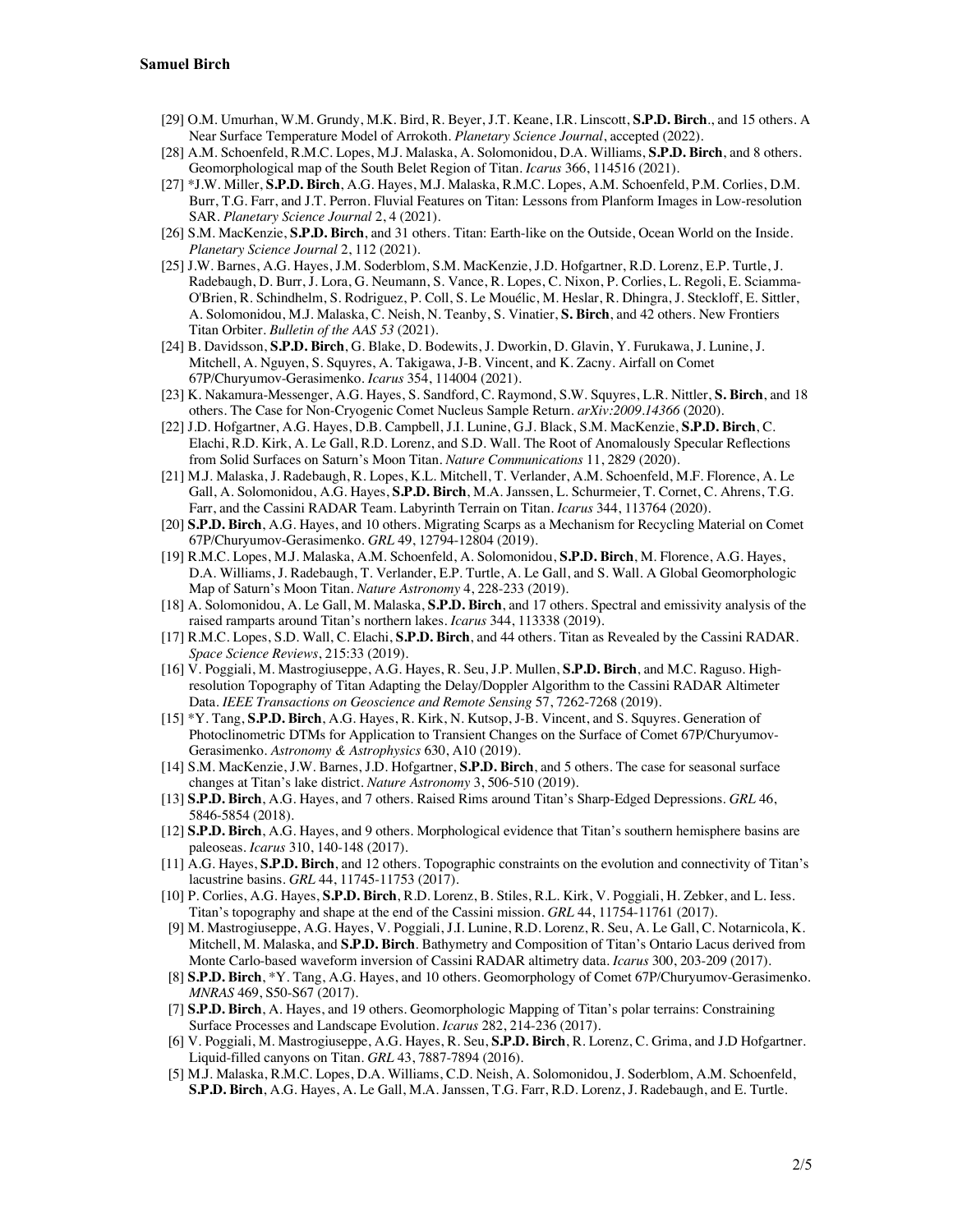[29] O.M. Umurhan, W.M. Grundy, M.K. Bird, R. Beyer, J.T. Keane, I.R. Linscott, **S.P.D. Birch**., and 15 others. A Near Surface Temperature Model of Arrokoth. *Planetary Science Journal*, accepted (2022).

[28] A.M. Schoenfeld, R.M.C. Lopes, M.J. Malaska, A. Solomonidou, D.A. Williams, **S.P.D. Birch**, and 8 others. Geomorphological map of the South Belet Region of Titan. *Icarus* 366, 114516 (2021).

[27] *J.W. Miller, **S.P.D. Birch**, A.G. Hayes, M.J. Malaska, R.M.C. Lopes, A.M. Schoenfeld, P.M. Corlies, D.M. Burr, T.G. Farr, and J.T. Perron. Fluvial Features on Titan: Lessons from Planform Images in Low-resolution SAR. *Planetary Science Journal* 2, 4 (2021).

[26] S.M. MacKenzie, **S.P.D. Birch**, and 31 others. Titan: Earth-like on the Outside, Ocean World on the Inside. *Planetary Science Journal* 2, 112 (2021).

[25] J.W. Barnes, A.G. Hayes, J.M. Soderblom, S.M. MacKenzie, J.D. Hofgartner, R.D. Lorenz, E.P. Turtle, J. Radebaugh, D. Burr, J. Lora, G. Neumann, S. Vance, R. Lopes, C. Nixon, P. Corlies, L. Regoli, E. Sciamma-O'Brien, R. Schindhelm, S. Rodriguez, P. Coll, S. Le Mouélic, M. Heslar, R. Dhingra, J. Steckloff, E. Sittler, A. Solomonidou, M.J. Malaska, C. Neish, N. Teanby, S. Vinatier, **S. Birch**, and 42 others. New Frontiers Titan Orbiter. *Bulletin of the AAS 53* (2021).

[24] B. Davidsson, **S.P.D. Birch**, G. Blake, D. Bodewits, J. Dworkin, D. Glavin, Y. Furukawa, J. Lunine, J. Mitchell, A. Nguyen, S. Squyres, A. Takigawa, J-B. Vincent, and K. Zacny. Airfall on Comet 67P/Churyumov-Gerasimenko. *Icarus* 354, 114004 (2021).

[23] K. Nakamura-Messenger, A.G. Hayes, S. Sandford, C. Raymond, S.W. Squyres, L.R. Nittler, **S. Birch**, and 18 others. The Case for Non-Cryogenic Comet Nucleus Sample Return. *arXiv:2009.14366* (2020).

[22] J.D. Hofgartner, A.G. Hayes, D.B. Campbell, J.I. Lunine, G.J. Black, S.M. MacKenzie, **S.P.D. Birch**, C. Elachi, R.D. Kirk, A. Le Gall, R.D. Lorenz, and S.D. Wall. The Root of Anomalously Specular Reflections from Solid Surfaces on Saturn's Moon Titan. *Nature Communications* 11, 2829 (2020).

[21] M.J. Malaska, J. Radebaugh, R. Lopes, K.L. Mitchell, T. Verlander, A.M. Schoenfeld, M.F. Florence, A. Le Gall, A. Solomonidou, A.G. Hayes, **S.P.D. Birch**, M.A. Janssen, L. Schurmeier, T. Cornet, C. Ahrens, T.G. Farr, and the Cassini RADAR Team. Labyrinth Terrain on Titan. *Icarus* 344, 113764 (2020).

[20] **S.P.D. Birch**, A.G. Hayes, and 10 others. Migrating Scarps as a Mechanism for Recycling Material on Comet 67P/Churyumov-Gerasimenko. *GRL* 49, 12794-12804 (2019).

[19] R.M.C. Lopes, M.J. Malaska, A.M. Schoenfeld, A. Solomonidou, **S.P.D. Birch**, M. Florence, A.G. Hayes, D.A. Williams, J. Radebaugh, T. Verlander, E.P. Turtle, A. Le Gall, and S. Wall. A Global Geomorphologic Map of Saturn's Moon Titan. *Nature Astronomy* 4, 228-233 (2019).

[18] A. Solomonidou, A. Le Gall, M. Malaska, **S.P.D. Birch**, and 17 others. Spectral and emissivity analysis of the raised ramparts around Titan's northern lakes. *Icarus* 344, 113338 (2019).

[17] R.M.C. Lopes, S.D. Wall, C. Elachi, **S.P.D. Birch**, and 44 others. Titan as Revealed by the Cassini RADAR. *Space Science Reviews*, 215:33 (2019).

[16] V. Poggiali, M. Mastrogiuseppe, A.G. Hayes, R. Seu, J.P. Mullen, **S.P.D. Birch**, and M.C. Raguso. High-resolution Topography of Titan Adapting the Delay/Doppler Algorithm to the Cassini RADAR Altimeter Data. *IEEE Transactions on Geoscience and Remote Sensing* 57, 7262-7268 (2019).

[15] *Y. Tang, **S.P.D. Birch**, A.G. Hayes, R. Kirk, N. Kutsop, J-B. Vincent, and S. Squyres. Generation of Photoclinometric DTMs for Application to Transient Changes on the Surface of Comet 67P/Churyumov-Gerasimenko. *Astronomy & Astrophysics* 630, A10 (2019).

[14] S.M. MacKenzie, J.W. Barnes, J.D. Hofgartner, **S.P.D. Birch**, and 5 others. The case for seasonal surface changes at Titan's lake district. *Nature Astronomy* 3, 506-510 (2019).

[13] **S.P.D. Birch**, A.G. Hayes, and 7 others. Raised Rims around Titan's Sharp-Edged Depressions. *GRL* 46, 5846-5854 (2018).

[12] **S.P.D. Birch**, A.G. Hayes, and 9 others. Morphological evidence that Titan's southern hemisphere basins are paleoseas. *Icarus* 310, 140-148 (2017).

[11] A.G. Hayes, **S.P.D. Birch**, and 12 others. Topographic constraints on the evolution and connectivity of Titan's lacustrine basins. *GRL* 44, 11745-11753 (2017).

[10] P. Corlies, A.G. Hayes, **S.P.D. Birch**, R.D. Lorenz, B. Stiles, R.L. Kirk, V. Poggiali, H. Zebker, and L. Iess. Titan's topography and shape at the end of the Cassini mission. *GRL* 44, 11754-11761 (2017).

[9] M. Mastrogiuseppe, A.G. Hayes, V. Poggiali, J.I. Lunine, R.D. Lorenz, R. Seu, A. Le Gall, C. Notarnicola, K. Mitchell, M. Malaska, and **S.P.D. Birch**. Bathymetry and Composition of Titan's Ontario Lacus derived from Monte Carlo-based waveform inversion of Cassini RADAR altimetry data. *Icarus* 300, 203-209 (2017).

[8] **S.P.D. Birch**, *Y. Tang, A.G. Hayes, and 10 others. Geomorphology of Comet 67P/Churyumov-Gerasimenko. *MNRAS* 469, S50-S67 (2017).

[7] **S.P.D. Birch**, A. Hayes, and 19 others. Geomorphologic Mapping of Titan's polar terrains: Constraining Surface Processes and Landscape Evolution. *Icarus* 282, 214-236 (2017).

[6] V. Poggiali, M. Mastrogiuseppe, A.G. Hayes, R. Seu, **S.P.D. Birch**, R. Lorenz, C. Grima, and J.D Hofgartner. Liquid-filled canyons on Titan. *GRL* 43, 7887-7894 (2016).

[5] M.J. Malaska, R.M.C. Lopes, D.A. Williams, C.D. Neish, A. Solomonidou, J. Soderblom, A.M. Schoenfeld, **S.P.D. Birch**, A.G. Hayes, A. Le Gall, M.A. Janssen, T.G. Farr, R.D. Lorenz, J. Radebaugh, and E. Turtle.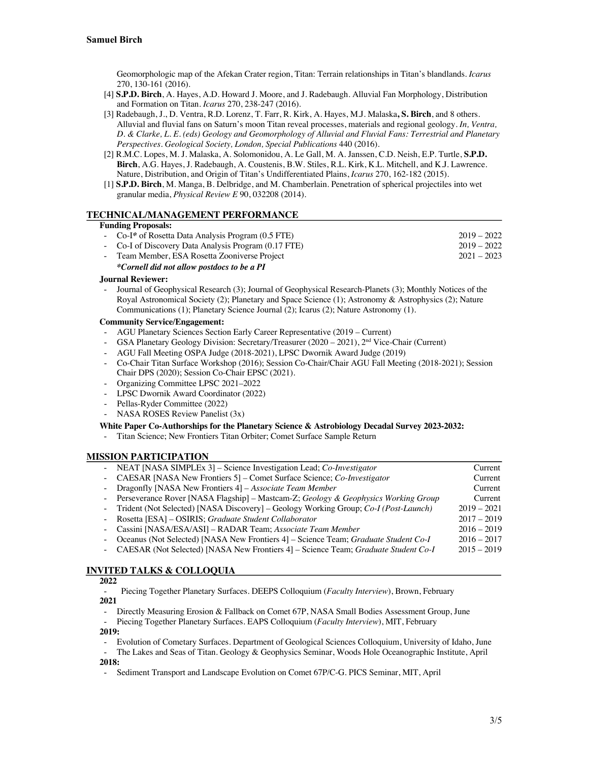Geomorphologic map of the Afekan Crater region, Titan: Terrain relationships in Titan's blandlands. *Icarus* 270, 130-161 (2016).

[4] **S.P.D. Birch**, A. Hayes, A.D. Howard J. Moore, and J. Radebaugh. Alluvial Fan Morphology, Distribution and Formation on Titan. *Icarus* 270, 238-247 (2016).

[3] Radebaugh, J., D. Ventra, R.D. Lorenz, T. Farr, R. Kirk, A. Hayes, M.J. Malaska**, S. Birch**, and 8 others. Alluvial and fluvial fans on Saturn's moon Titan reveal processes, materials and regional geology. *In, Ventra, D. & Clarke, L. E. (eds) Geology and Geomorphology of Alluvial and Fluvial Fans: Terrestrial and Planetary Perspectives. Geological Society, London, Special Publications* 440 (2016).

[2] R.M.C. Lopes, M. J. Malaska, A. Solomonidou, A. Le Gall, M. A. Janssen, C.D. Neish, E.P. Turtle, **S.P.D. Birch**, A.G. Hayes, J. Radebaugh, A. Coustenis, B.W. Stiles, R.L. Kirk, K.L. Mitchell, and K.J. Lawrence. Nature, Distribution, and Origin of Titan's Undifferentiated Plains, *Icarus* 270, 162-182 (2015).

[1] **S.P.D. Birch**, M. Manga, B. Delbridge, and M. Chamberlain. Penetration of spherical projectiles into wet granular media, *Physical Review E* 90, 032208 (2014).

## TECHNICAL/MANAGEMENT PERFORMANCE

**Funding Proposals:**

- Co-I* of Rosetta Data Analysis Program (0.5 FTE) — 2019 – 2022
- Co-I of Discovery Data Analysis Program (0.17 FTE) — 2019 – 2022
- Team Member, ESA Rosetta Zooniverse Project — 2021 – 2023

***Cornell did not allow postdocs to be a PI***

**Journal Reviewer:**

- Journal of Geophysical Research (3); Journal of Geophysical Research-Planets (3); Monthly Notices of the Royal Astronomical Society (2); Planetary and Space Science (1); Astronomy & Astrophysics (2); Nature Communications (1); Planetary Science Journal (2); Icarus (2); Nature Astronomy (1).

**Community Service/Engagement:**

- AGU Planetary Sciences Section Early Career Representative (2019 – Current)
- GSA Planetary Geology Division: Secretary/Treasurer (2020 – 2021), 2nd Vice-Chair (Current)
- AGU Fall Meeting OSPA Judge (2018-2021), LPSC Dwornik Award Judge (2019)
- Co-Chair Titan Surface Workshop (2016); Session Co-Chair/Chair AGU Fall Meeting (2018-2021); Session Chair DPS (2020); Session Co-Chair EPSC (2021).
- Organizing Committee LPSC 2021–2022
- LPSC Dwornik Award Coordinator (2022)
- Pellas-Ryder Committee (2022)
- NASA ROSES Review Panelist (3x)

**White Paper Co-Authorships for the Planetary Science & Astrobiology Decadal Survey 2023-2032:**

- Titan Science; New Frontiers Titan Orbiter; Comet Surface Sample Return

## MISSION PARTICIPATION

- NEAT [NASA SIMPLEx 3] – Science Investigation Lead; *Co-Investigator* — Current
- CAESAR [NASA New Frontiers 5] – Comet Surface Science; *Co-Investigator* — Current
- Dragonfly [NASA New Frontiers 4] – *Associate Team Member* — Current
- Perseverance Rover [NASA Flagship] – Mastcam-Z; *Geology & Geophysics Working Group* — Current
- Trident (Not Selected) [NASA Discovery] – Geology Working Group; *Co-I (Post-Launch)* — 2019 – 2021
- Rosetta [ESA] – OSIRIS; *Graduate Student Collaborator* — 2017 – 2019
- Cassini [NASA/ESA/ASI] – RADAR Team; *Associate Team Member* — 2016 – 2019
- Oceanus (Not Selected) [NASA New Frontiers 4] – Science Team; *Graduate Student Co-I* — 2016 – 2017
- CAESAR (Not Selected) [NASA New Frontiers 4] – Science Team; *Graduate Student Co-I* — 2015 – 2019

## INVITED TALKS & COLLOQUIA

**2022**

- Piecing Together Planetary Surfaces. DEEPS Colloquium (*Faculty Interview*), Brown, February

**2021**

- Directly Measuring Erosion & Fallback on Comet 67P, NASA Small Bodies Assessment Group, June
- Piecing Together Planetary Surfaces. EAPS Colloquium (*Faculty Interview*), MIT, February

**2019:**

- Evolution of Cometary Surfaces. Department of Geological Sciences Colloquium, University of Idaho, June
- The Lakes and Seas of Titan. Geology & Geophysics Seminar, Woods Hole Oceanographic Institute, April

**2018:**

- Sediment Transport and Landscape Evolution on Comet 67P/C-G. PICS Seminar, MIT, April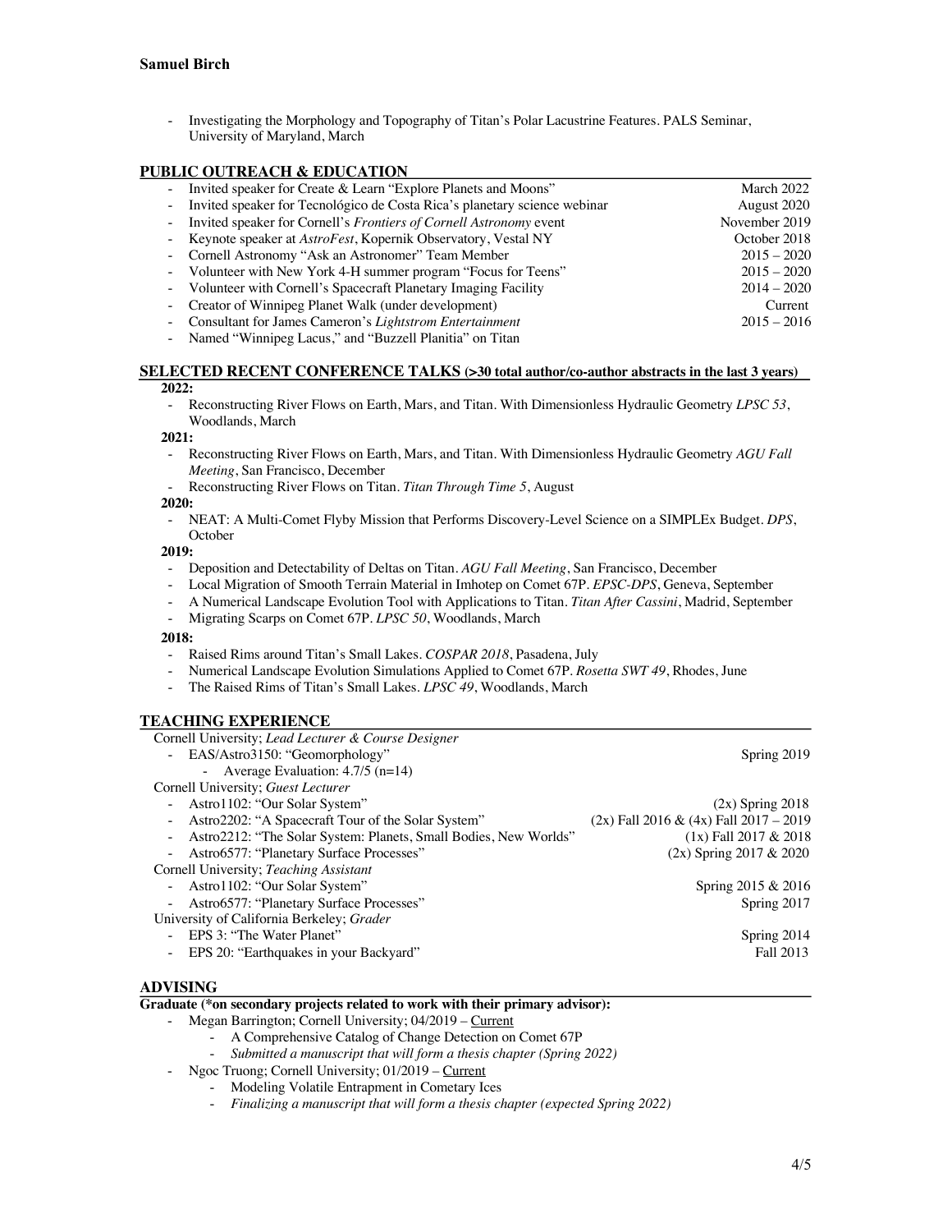- Investigating the Morphology and Topography of Titan's Polar Lacustrine Features. PALS Seminar, University of Maryland, March

## PUBLIC OUTREACH & EDUCATION

- Invited speaker for Create & Learn "Explore Planets and Moons" — March 2022
- Invited speaker for Tecnológico de Costa Rica's planetary science webinar — August 2020
- Invited speaker for Cornell's *Frontiers of Cornell Astronomy* event — November 2019
- Keynote speaker at *AstroFest*, Kopernik Observatory, Vestal NY — October 2018
- Cornell Astronomy "Ask an Astronomer" Team Member — 2015 – 2020
- Volunteer with New York 4-H summer program "Focus for Teens" — 2015 – 2020
- Volunteer with Cornell's Spacecraft Planetary Imaging Facility — 2014 – 2020
- Creator of Winnipeg Planet Walk (under development) — Current
- Consultant for James Cameron's *Lightstrom Entertainment* — 2015 – 2016
- Named "Winnipeg Lacus," and "Buzzell Planitia" on Titan

## SELECTED RECENT CONFERENCE TALKS (>30 total author/co-author abstracts in the last 3 years)

**2022:**

- Reconstructing River Flows on Earth, Mars, and Titan. With Dimensionless Hydraulic Geometry *LPSC 53*, Woodlands, March

**2021:**

- Reconstructing River Flows on Earth, Mars, and Titan. With Dimensionless Hydraulic Geometry *AGU Fall Meeting*, San Francisco, December
- Reconstructing River Flows on Titan. *Titan Through Time 5*, August

**2020:**

- NEAT: A Multi-Comet Flyby Mission that Performs Discovery-Level Science on a SIMPLEx Budget. *DPS*, October

**2019:**

- Deposition and Detectability of Deltas on Titan. *AGU Fall Meeting*, San Francisco, December
- Local Migration of Smooth Terrain Material in Imhotep on Comet 67P. *EPSC-DPS*, Geneva, September
- A Numerical Landscape Evolution Tool with Applications to Titan. *Titan After Cassini*, Madrid, September
- Migrating Scarps on Comet 67P. *LPSC 50*, Woodlands, March

**2018:**

- Raised Rims around Titan's Small Lakes. *COSPAR 2018*, Pasadena, July
- Numerical Landscape Evolution Simulations Applied to Comet 67P. *Rosetta SWT 49*, Rhodes, June
- The Raised Rims of Titan's Small Lakes. *LPSC 49*, Woodlands, March

## TEACHING EXPERIENCE

Cornell University; *Lead Lecturer & Course Designer*

- EAS/Astro3150: "Geomorphology" — Spring 2019
  - Average Evaluation: 4.7/5 (n=14)

Cornell University; *Guest Lecturer*

- Astro1102: "Our Solar System" — (2x) Spring 2018
- Astro2202: "A Spacecraft Tour of the Solar System" — (2x) Fall 2016 & (4x) Fall 2017 – 2019
- Astro2212: "The Solar System: Planets, Small Bodies, New Worlds" — (1x) Fall 2017 & 2018
- Astro6577: "Planetary Surface Processes" — (2x) Spring 2017 & 2020

Cornell University; *Teaching Assistant*

- Astro1102: "Our Solar System" — Spring 2015 & 2016
- Astro6577: "Planetary Surface Processes" — Spring 2017

University of California Berkeley; *Grader*

- EPS 3: "The Water Planet" — Spring 2014
- EPS 20: "Earthquakes in your Backyard" — Fall 2013

## ADVISING

**Graduate (*on secondary projects related to work with their primary advisor):**

- Megan Barrington; Cornell University; 04/2019 – Current
  - A Comprehensive Catalog of Change Detection on Comet 67P
  - *Submitted a manuscript that will form a thesis chapter (Spring 2022)*
- Ngoc Truong; Cornell University; 01/2019 – Current
  - Modeling Volatile Entrapment in Cometary Ices
  - *Finalizing a manuscript that will form a thesis chapter (expected Spring 2022)*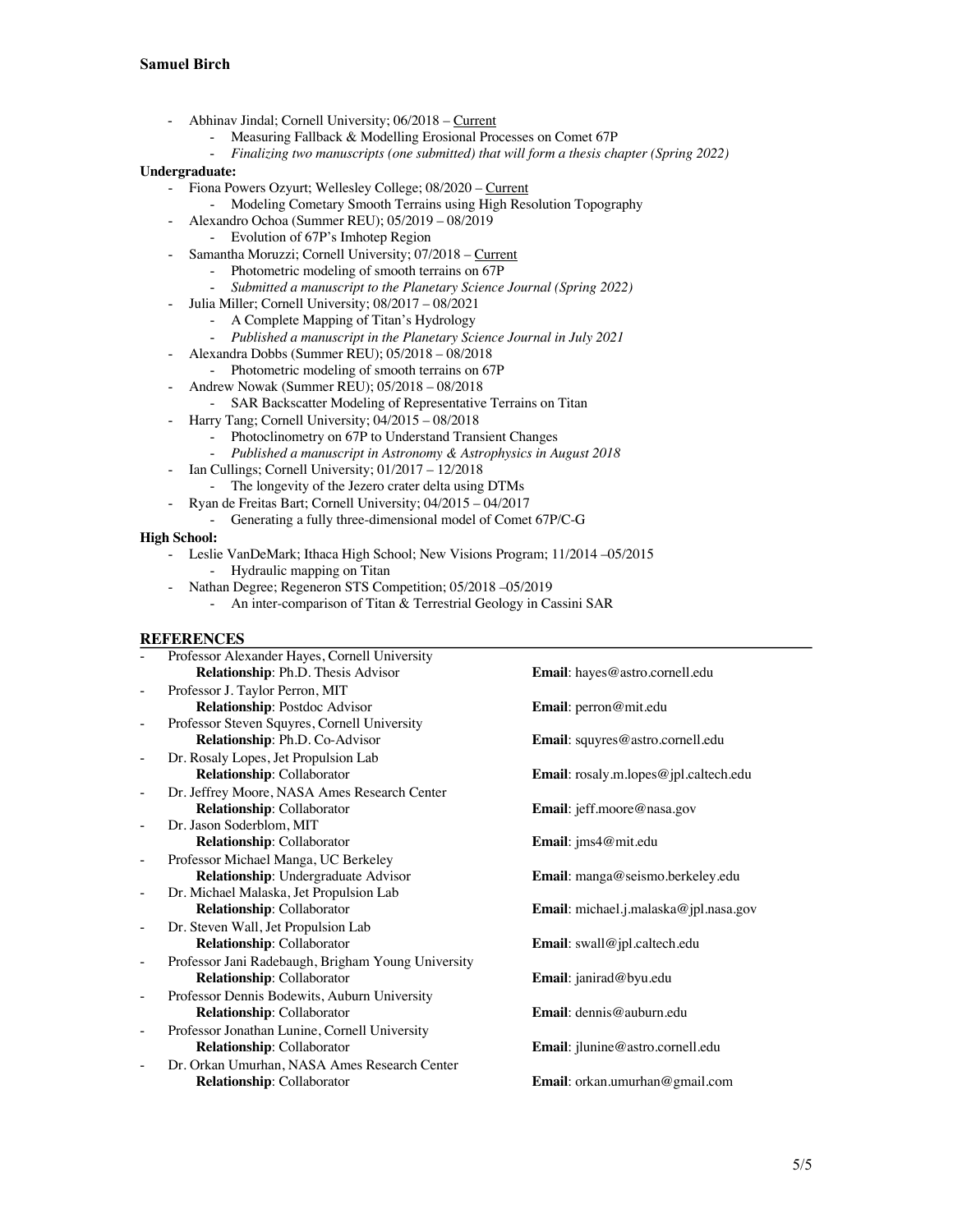- Abhinav Jindal; Cornell University; 06/2018 – Current
    - Measuring Fallback & Modelling Erosional Processes on Comet 67P
    - *Finalizing two manuscripts (one submitted) that will form a thesis chapter (Spring 2022)*

**Undergraduate:**

- Fiona Powers Ozyurt; Wellesley College; 08/2020 – Current
    - Modeling Cometary Smooth Terrains using High Resolution Topography
- Alexandro Ochoa (Summer REU); 05/2019 – 08/2019
    - Evolution of 67P's Imhotep Region
- Samantha Moruzzi; Cornell University; 07/2018 – Current
    - Photometric modeling of smooth terrains on 67P
    - *Submitted a manuscript to the Planetary Science Journal (Spring 2022)*
- Julia Miller; Cornell University; 08/2017 – 08/2021
    - A Complete Mapping of Titan's Hydrology
    - *Published a manuscript in the Planetary Science Journal in July 2021*
- Alexandra Dobbs (Summer REU); 05/2018 – 08/2018
    - Photometric modeling of smooth terrains on 67P
- Andrew Nowak (Summer REU); 05/2018 – 08/2018
    - SAR Backscatter Modeling of Representative Terrains on Titan
- Harry Tang; Cornell University; 04/2015 – 08/2018
    - Photoclinometry on 67P to Understand Transient Changes
    - *Published a manuscript in Astronomy & Astrophysics in August 2018*
- Ian Cullings; Cornell University; 01/2017 – 12/2018
    - The longevity of the Jezero crater delta using DTMs
- Ryan de Freitas Bart; Cornell University; 04/2015 – 04/2017
    - Generating a fully three-dimensional model of Comet 67P/C-G

**High School:**

- Leslie VanDeMark; Ithaca High School; New Visions Program; 11/2014 –05/2015
    - Hydraulic mapping on Titan
- Nathan Degree; Regeneron STS Competition; 05/2018 –05/2019
    - An inter-comparison of Titan & Terrestrial Geology in Cassini SAR

## REFERENCES

- Professor Alexander Hayes, Cornell University
  **Relationship**: Ph.D. Thesis Advisor — **Email**: hayes@astro.cornell.edu
- Professor J. Taylor Perron, MIT
  **Relationship**: Postdoc Advisor — **Email**: perron@mit.edu
- Professor Steven Squyres, Cornell University
  **Relationship**: Ph.D. Co-Advisor — **Email**: squyres@astro.cornell.edu
- Dr. Rosaly Lopes, Jet Propulsion Lab
  **Relationship**: Collaborator — **Email**: rosaly.m.lopes@jpl.caltech.edu
- Dr. Jeffrey Moore, NASA Ames Research Center
  **Relationship**: Collaborator — **Email**: jeff.moore@nasa.gov
- Dr. Jason Soderblom, MIT
  **Relationship**: Collaborator — **Email**: jms4@mit.edu
- Professor Michael Manga, UC Berkeley
  **Relationship**: Undergraduate Advisor — **Email**: manga@seismo.berkeley.edu
- Dr. Michael Malaska, Jet Propulsion Lab
  **Relationship**: Collaborator — **Email**: michael.j.malaska@jpl.nasa.gov
- Dr. Steven Wall, Jet Propulsion Lab
  **Relationship**: Collaborator — **Email**: swall@jpl.caltech.edu
- Professor Jani Radebaugh, Brigham Young University
  **Relationship**: Collaborator — **Email**: janirad@byu.edu
- Professor Dennis Bodewits, Auburn University
  **Relationship**: Collaborator — **Email**: dennis@auburn.edu
- Professor Jonathan Lunine, Cornell University
  **Relationship**: Collaborator — **Email**: jlunine@astro.cornell.edu
- Dr. Orkan Umurhan, NASA Ames Research Center
  **Relationship**: Collaborator — **Email**: orkan.umurhan@gmail.com